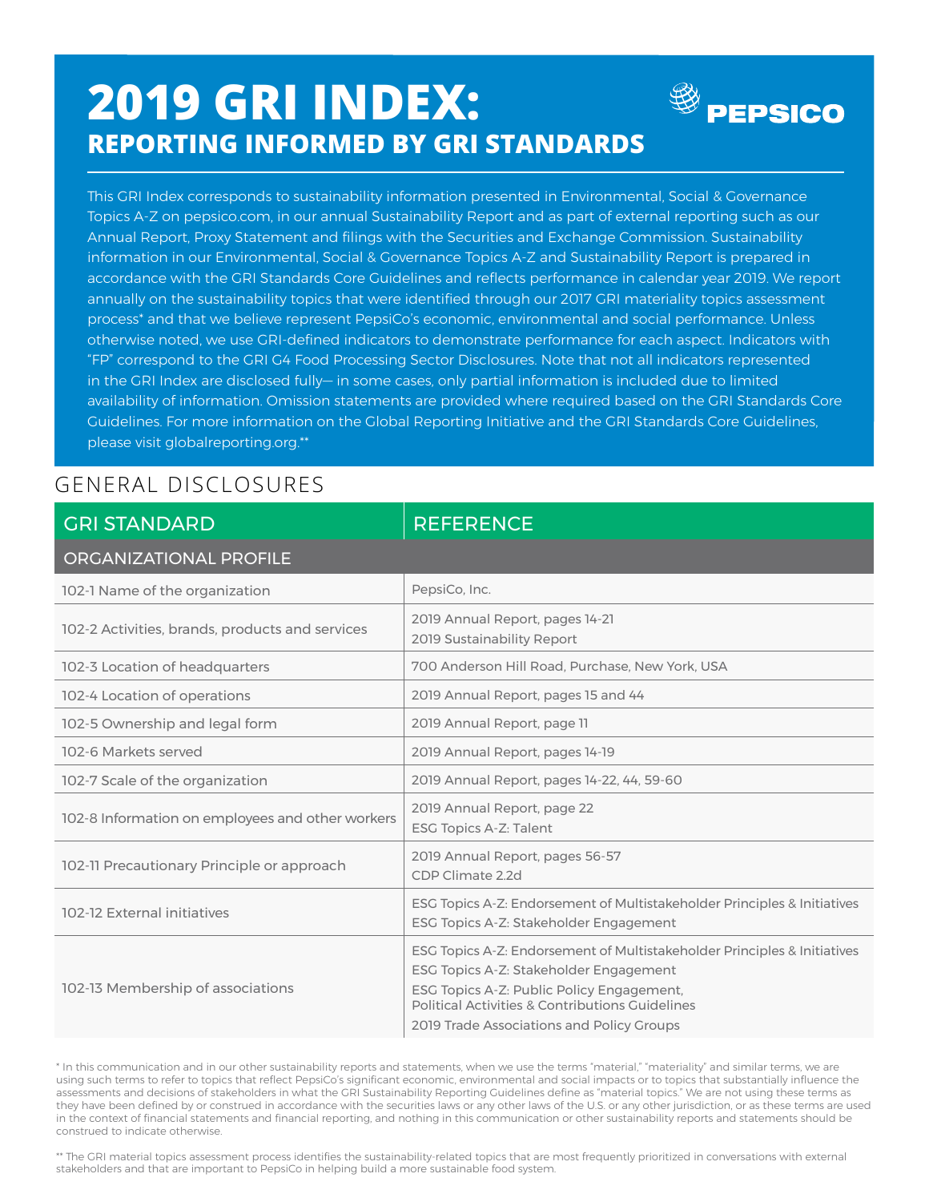# 2019 GRI INDEX:
## REPORTING INFORMED BY GRI STANDARDS

PEPSICO

This GRI Index corresponds to sustainability information presented in Environmental, Social & Governance Topics A-Z on pepsico.com, in our annual Sustainability Report and as part of external reporting such as our Annual Report, Proxy Statement and filings with the Securities and Exchange Commission. Sustainability information in our Environmental, Social & Governance Topics A-Z and Sustainability Report is prepared in accordance with the GRI Standards Core Guidelines and reflects performance in calendar year 2019. We report annually on the sustainability topics that were identified through our 2017 GRI materiality topics assessment process* and that we believe represent PepsiCo's economic, environmental and social performance. Unless otherwise noted, we use GRI-defined indicators to demonstrate performance for each aspect. Indicators with "FP" correspond to the GRI G4 Food Processing Sector Disclosures. Note that not all indicators represented in the GRI Index are disclosed fully— in some cases, only partial information is included due to limited availability of information. Omission statements are provided where required based on the GRI Standards Core Guidelines. For more information on the Global Reporting Initiative and the GRI Standards Core Guidelines, please visit globalreporting.org.**

## GENERAL DISCLOSURES

| GRI STANDARD | REFERENCE |
|---|---|
| **ORGANIZATIONAL PROFILE** | |
| 102-1 Name of the organization | PepsiCo, Inc. |
| 102-2 Activities, brands, products and services | 2019 Annual Report, pages 14-21<br>2019 Sustainability Report |
| 102-3 Location of headquarters | 700 Anderson Hill Road, Purchase, New York, USA |
| 102-4 Location of operations | 2019 Annual Report, pages 15 and 44 |
| 102-5 Ownership and legal form | 2019 Annual Report, page 11 |
| 102-6 Markets served | 2019 Annual Report, pages 14-19 |
| 102-7 Scale of the organization | 2019 Annual Report, pages 14-22, 44, 59-60 |
| 102-8 Information on employees and other workers | 2019 Annual Report, page 22<br>ESG Topics A-Z: Talent |
| 102-11 Precautionary Principle or approach | 2019 Annual Report, pages 56-57<br>CDP Climate 2.2d |
| 102-12 External initiatives | ESG Topics A-Z: Endorsement of Multistakeholder Principles & Initiatives<br>ESG Topics A-Z: Stakeholder Engagement |
| 102-13 Membership of associations | ESG Topics A-Z: Endorsement of Multistakeholder Principles & Initiatives<br>ESG Topics A-Z: Stakeholder Engagement<br>ESG Topics A-Z: Public Policy Engagement, Political Activities & Contributions Guidelines<br>2019 Trade Associations and Policy Groups |

* In this communication and in our other sustainability reports and statements, when we use the terms "material," "materiality" and similar terms, we are using such terms to refer to topics that reflect PepsiCo's significant economic, environmental and social impacts or to topics that substantially influence the assessments and decisions of stakeholders in what the GRI Sustainability Reporting Guidelines define as "material topics." We are not using these terms as they have been defined by or construed in accordance with the securities laws or any other laws of the U.S. or any other jurisdiction, or as these terms are used in the context of financial statements and financial reporting, and nothing in this communication or other sustainability reports and statements should be construed to indicate otherwise.

** The GRI material topics assessment process identifies the sustainability-related topics that are most frequently prioritized in conversations with external stakeholders and that are important to PepsiCo in helping build a more sustainable food system.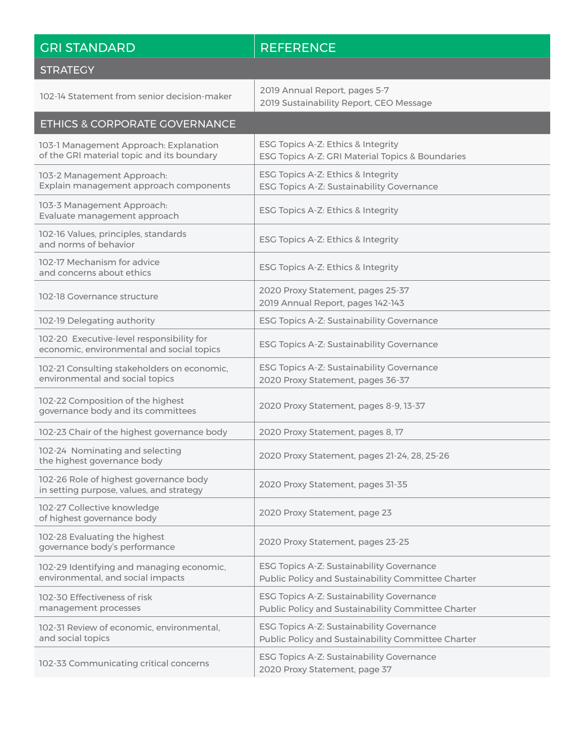| GRI STANDARD | REFERENCE |
|---|---|
| **STRATEGY** | |
| 102-14 Statement from senior decision-maker | 2019 Annual Report, pages 5-7<br>2019 Sustainability Report, CEO Message |
| **ETHICS & CORPORATE GOVERNANCE** | |
| 103-1 Management Approach: Explanation of the GRI material topic and its boundary | ESG Topics A-Z: Ethics & Integrity<br>ESG Topics A-Z: GRI Material Topics & Boundaries |
| 103-2 Management Approach: Explain management approach components | ESG Topics A-Z: Ethics & Integrity<br>ESG Topics A-Z: Sustainability Governance |
| 103-3 Management Approach: Evaluate management approach | ESG Topics A-Z: Ethics & Integrity |
| 102-16 Values, principles, standards and norms of behavior | ESG Topics A-Z: Ethics & Integrity |
| 102-17 Mechanism for advice and concerns about ethics | ESG Topics A-Z: Ethics & Integrity |
| 102-18 Governance structure | 2020 Proxy Statement, pages 25-37<br>2019 Annual Report, pages 142-143 |
| 102-19 Delegating authority | ESG Topics A-Z: Sustainability Governance |
| 102-20 Executive-level responsibility for economic, environmental and social topics | ESG Topics A-Z: Sustainability Governance |
| 102-21 Consulting stakeholders on economic, environmental and social topics | ESG Topics A-Z: Sustainability Governance<br>2020 Proxy Statement, pages 36-37 |
| 102-22 Composition of the highest governance body and its committees | 2020 Proxy Statement, pages 8-9, 13-37 |
| 102-23 Chair of the highest governance body | 2020 Proxy Statement, pages 8, 17 |
| 102-24 Nominating and selecting the highest governance body | 2020 Proxy Statement, pages 21-24, 28, 25-26 |
| 102-26 Role of highest governance body in setting purpose, values, and strategy | 2020 Proxy Statement, pages 31-35 |
| 102-27 Collective knowledge of highest governance body | 2020 Proxy Statement, page 23 |
| 102-28 Evaluating the highest governance body's performance | 2020 Proxy Statement, pages 23-25 |
| 102-29 Identifying and managing economic, environmental, and social impacts | ESG Topics A-Z: Sustainability Governance<br>Public Policy and Sustainability Committee Charter |
| 102-30 Effectiveness of risk management processes | ESG Topics A-Z: Sustainability Governance<br>Public Policy and Sustainability Committee Charter |
| 102-31 Review of economic, environmental, and social topics | ESG Topics A-Z: Sustainability Governance<br>Public Policy and Sustainability Committee Charter |
| 102-33 Communicating critical concerns | ESG Topics A-Z: Sustainability Governance<br>2020 Proxy Statement, page 37 |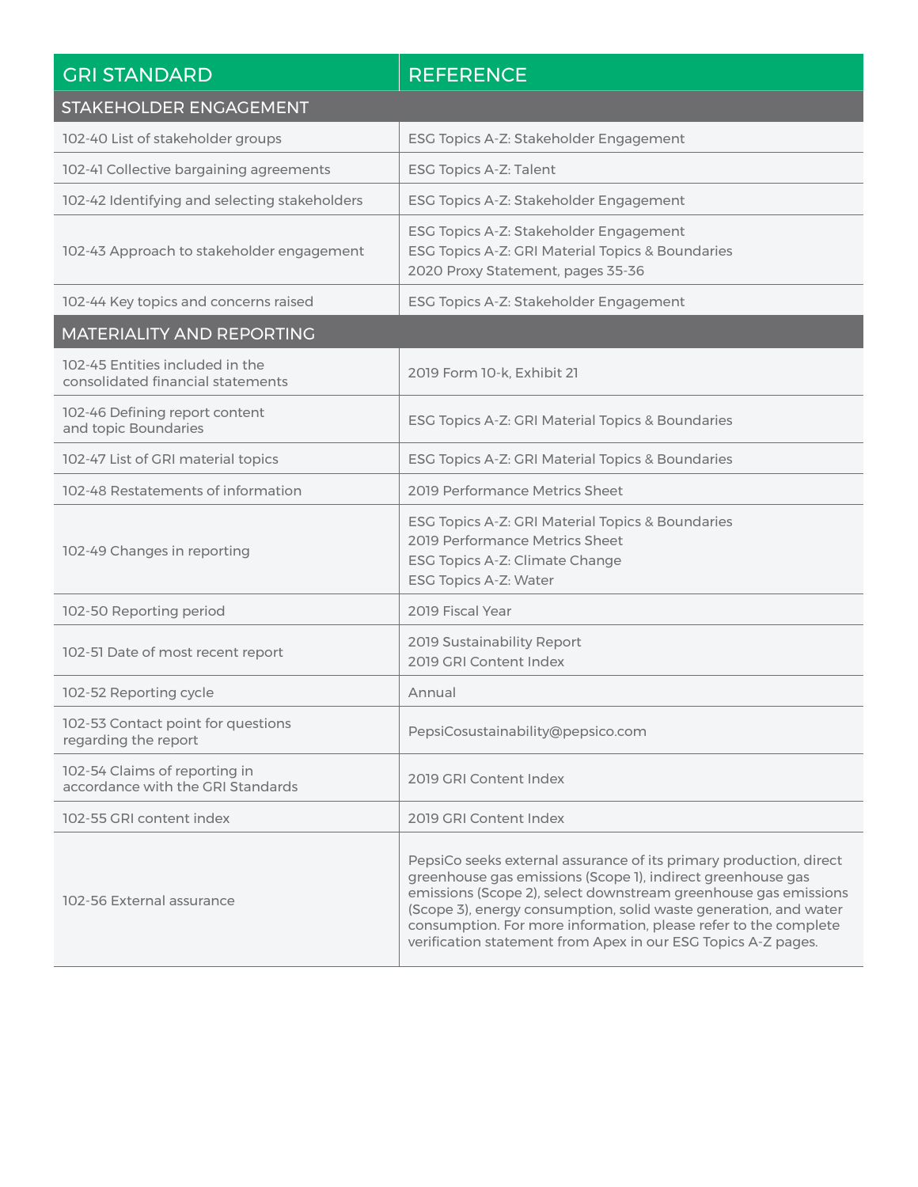| GRI STANDARD | REFERENCE |
|---|---|
| **STAKEHOLDER ENGAGEMENT** | |
| 102-40 List of stakeholder groups | ESG Topics A-Z: Stakeholder Engagement |
| 102-41 Collective bargaining agreements | ESG Topics A-Z: Talent |
| 102-42 Identifying and selecting stakeholders | ESG Topics A-Z: Stakeholder Engagement |
| 102-43 Approach to stakeholder engagement | ESG Topics A-Z: Stakeholder Engagement<br>ESG Topics A-Z: GRI Material Topics & Boundaries<br>2020 Proxy Statement, pages 35-36 |
| 102-44 Key topics and concerns raised | ESG Topics A-Z: Stakeholder Engagement |
| **MATERIALITY AND REPORTING** | |
| 102-45 Entities included in the consolidated financial statements | 2019 Form 10-k, Exhibit 21 |
| 102-46 Defining report content and topic Boundaries | ESG Topics A-Z: GRI Material Topics & Boundaries |
| 102-47 List of GRI material topics | ESG Topics A-Z: GRI Material Topics & Boundaries |
| 102-48 Restatements of information | 2019 Performance Metrics Sheet |
| 102-49 Changes in reporting | ESG Topics A-Z: GRI Material Topics & Boundaries<br>2019 Performance Metrics Sheet<br>ESG Topics A-Z: Climate Change<br>ESG Topics A-Z: Water |
| 102-50 Reporting period | 2019 Fiscal Year |
| 102-51 Date of most recent report | 2019 Sustainability Report<br>2019 GRI Content Index |
| 102-52 Reporting cycle | Annual |
| 102-53 Contact point for questions regarding the report | PepsiCosustainability@pepsico.com |
| 102-54 Claims of reporting in accordance with the GRI Standards | 2019 GRI Content Index |
| 102-55 GRI content index | 2019 GRI Content Index |
| 102-56 External assurance | PepsiCo seeks external assurance of its primary production, direct greenhouse gas emissions (Scope 1), indirect greenhouse gas emissions (Scope 2), select downstream greenhouse gas emissions (Scope 3), energy consumption, solid waste generation, and water consumption. For more information, please refer to the complete verification statement from Apex in our ESG Topics A-Z pages. |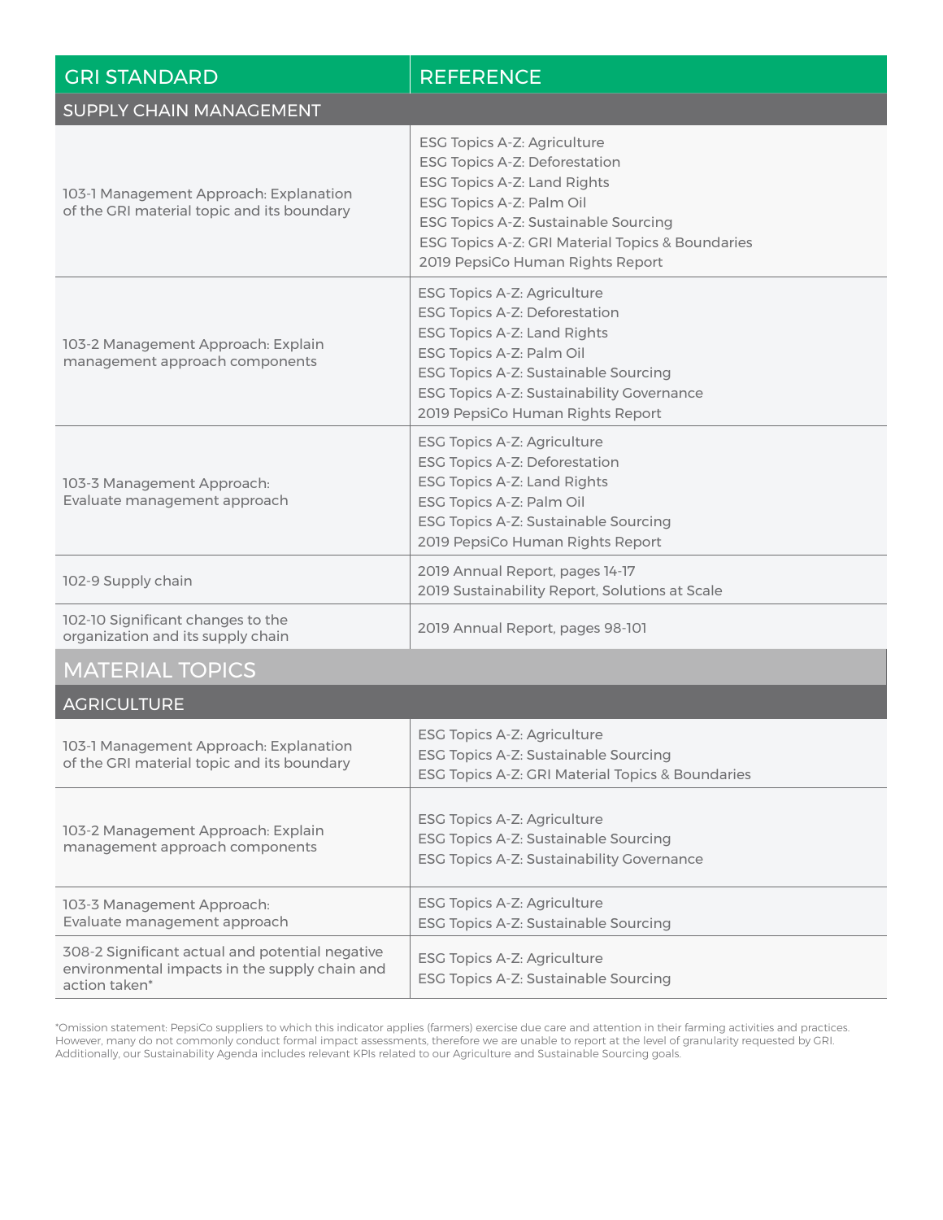| GRI STANDARD | REFERENCE |
|---|---|
| **SUPPLY CHAIN MANAGEMENT** | |
| 103-1 Management Approach: Explanation of the GRI material topic and its boundary | ESG Topics A-Z: Agriculture<br>ESG Topics A-Z: Deforestation<br>ESG Topics A-Z: Land Rights<br>ESG Topics A-Z: Palm Oil<br>ESG Topics A-Z: Sustainable Sourcing<br>ESG Topics A-Z: GRI Material Topics & Boundaries<br>2019 PepsiCo Human Rights Report |
| 103-2 Management Approach: Explain management approach components | ESG Topics A-Z: Agriculture<br>ESG Topics A-Z: Deforestation<br>ESG Topics A-Z: Land Rights<br>ESG Topics A-Z: Palm Oil<br>ESG Topics A-Z: Sustainable Sourcing<br>ESG Topics A-Z: Sustainability Governance<br>2019 PepsiCo Human Rights Report |
| 103-3 Management Approach: Evaluate management approach | ESG Topics A-Z: Agriculture<br>ESG Topics A-Z: Deforestation<br>ESG Topics A-Z: Land Rights<br>ESG Topics A-Z: Palm Oil<br>ESG Topics A-Z: Sustainable Sourcing<br>2019 PepsiCo Human Rights Report |
| 102-9 Supply chain | 2019 Annual Report, pages 14-17<br>2019 Sustainability Report, Solutions at Scale |
| 102-10 Significant changes to the organization and its supply chain | 2019 Annual Report, pages 98-101 |
| **MATERIAL TOPICS** | |
| **AGRICULTURE** | |
| 103-1 Management Approach: Explanation of the GRI material topic and its boundary | ESG Topics A-Z: Agriculture<br>ESG Topics A-Z: Sustainable Sourcing<br>ESG Topics A-Z: GRI Material Topics & Boundaries |
| 103-2 Management Approach: Explain management approach components | ESG Topics A-Z: Agriculture<br>ESG Topics A-Z: Sustainable Sourcing<br>ESG Topics A-Z: Sustainability Governance |
| 103-3 Management Approach: Evaluate management approach | ESG Topics A-Z: Agriculture<br>ESG Topics A-Z: Sustainable Sourcing |
| 308-2 Significant actual and potential negative environmental impacts in the supply chain and action taken* | ESG Topics A-Z: Agriculture<br>ESG Topics A-Z: Sustainable Sourcing |

*Omission statement: PepsiCo suppliers to which this indicator applies (farmers) exercise due care and attention in their farming activities and practices. However, many do not commonly conduct formal impact assessments, therefore we are unable to report at the level of granularity requested by GRI. Additionally, our Sustainability Agenda includes relevant KPIs related to our Agriculture and Sustainable Sourcing goals.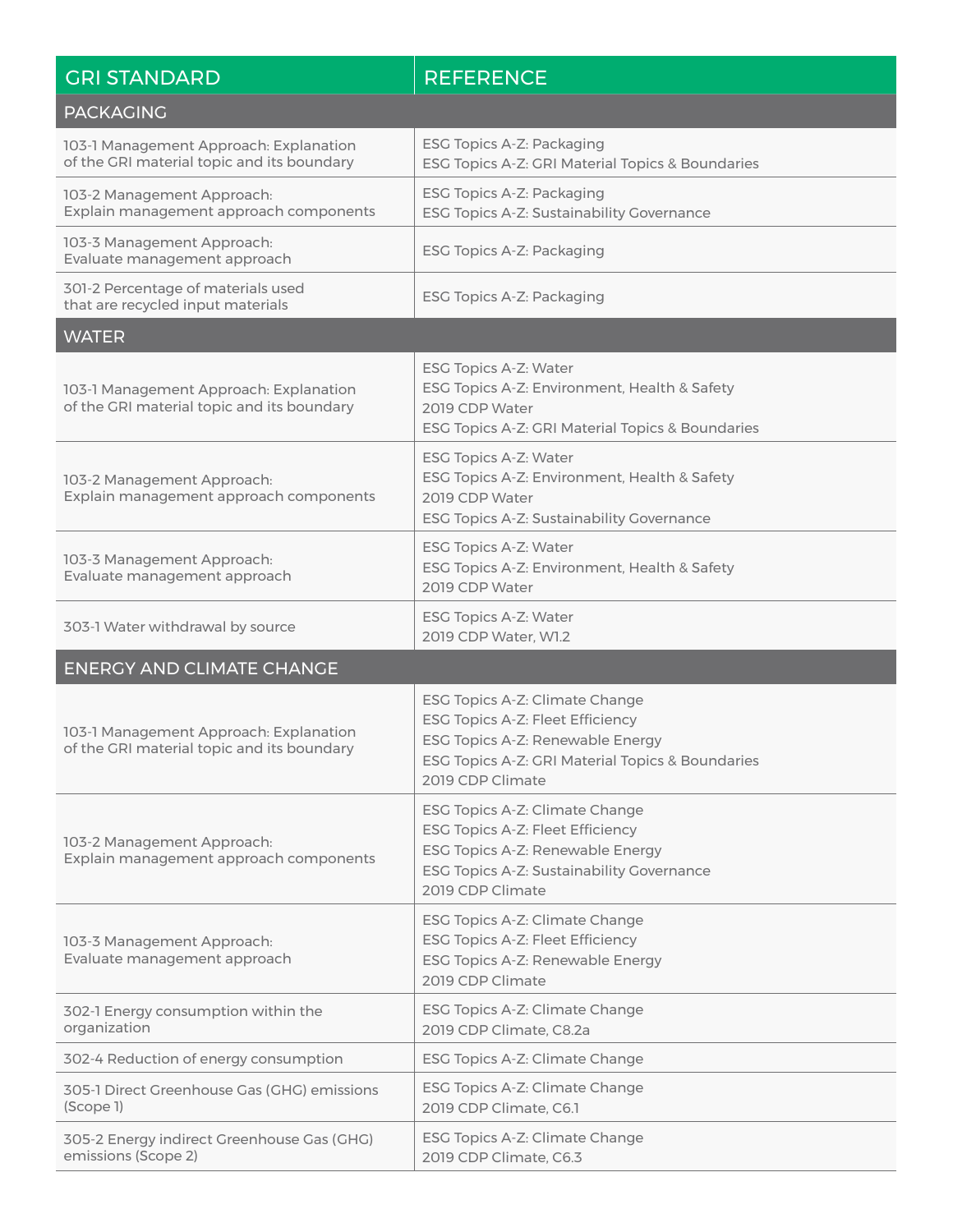| GRI STANDARD | REFERENCE |
|---|---|
| **PACKAGING** | |
| 103-1 Management Approach: Explanation of the GRI material topic and its boundary | ESG Topics A-Z: Packaging<br>ESG Topics A-Z: GRI Material Topics & Boundaries |
| 103-2 Management Approach: Explain management approach components | ESG Topics A-Z: Packaging<br>ESG Topics A-Z: Sustainability Governance |
| 103-3 Management Approach: Evaluate management approach | ESG Topics A-Z: Packaging |
| 301-2 Percentage of materials used that are recycled input materials | ESG Topics A-Z: Packaging |
| **WATER** | |
| 103-1 Management Approach: Explanation of the GRI material topic and its boundary | ESG Topics A-Z: Water<br>ESG Topics A-Z: Environment, Health & Safety<br>2019 CDP Water<br>ESG Topics A-Z: GRI Material Topics & Boundaries |
| 103-2 Management Approach: Explain management approach components | ESG Topics A-Z: Water<br>ESG Topics A-Z: Environment, Health & Safety<br>2019 CDP Water<br>ESG Topics A-Z: Sustainability Governance |
| 103-3 Management Approach: Evaluate management approach | ESG Topics A-Z: Water<br>ESG Topics A-Z: Environment, Health & Safety<br>2019 CDP Water |
| 303-1 Water withdrawal by source | ESG Topics A-Z: Water<br>2019 CDP Water, W1.2 |
| **ENERGY AND CLIMATE CHANGE** | |
| 103-1 Management Approach: Explanation of the GRI material topic and its boundary | ESG Topics A-Z: Climate Change<br>ESG Topics A-Z: Fleet Efficiency<br>ESG Topics A-Z: Renewable Energy<br>ESG Topics A-Z: GRI Material Topics & Boundaries<br>2019 CDP Climate |
| 103-2 Management Approach: Explain management approach components | ESG Topics A-Z: Climate Change<br>ESG Topics A-Z: Fleet Efficiency<br>ESG Topics A-Z: Renewable Energy<br>ESG Topics A-Z: Sustainability Governance<br>2019 CDP Climate |
| 103-3 Management Approach: Evaluate management approach | ESG Topics A-Z: Climate Change<br>ESG Topics A-Z: Fleet Efficiency<br>ESG Topics A-Z: Renewable Energy<br>2019 CDP Climate |
| 302-1 Energy consumption within the organization | ESG Topics A-Z: Climate Change<br>2019 CDP Climate, C8.2a |
| 302-4 Reduction of energy consumption | ESG Topics A-Z: Climate Change |
| 305-1 Direct Greenhouse Gas (GHG) emissions (Scope 1) | ESG Topics A-Z: Climate Change<br>2019 CDP Climate, C6.1 |
| 305-2 Energy indirect Greenhouse Gas (GHG) emissions (Scope 2) | ESG Topics A-Z: Climate Change<br>2019 CDP Climate, C6.3 |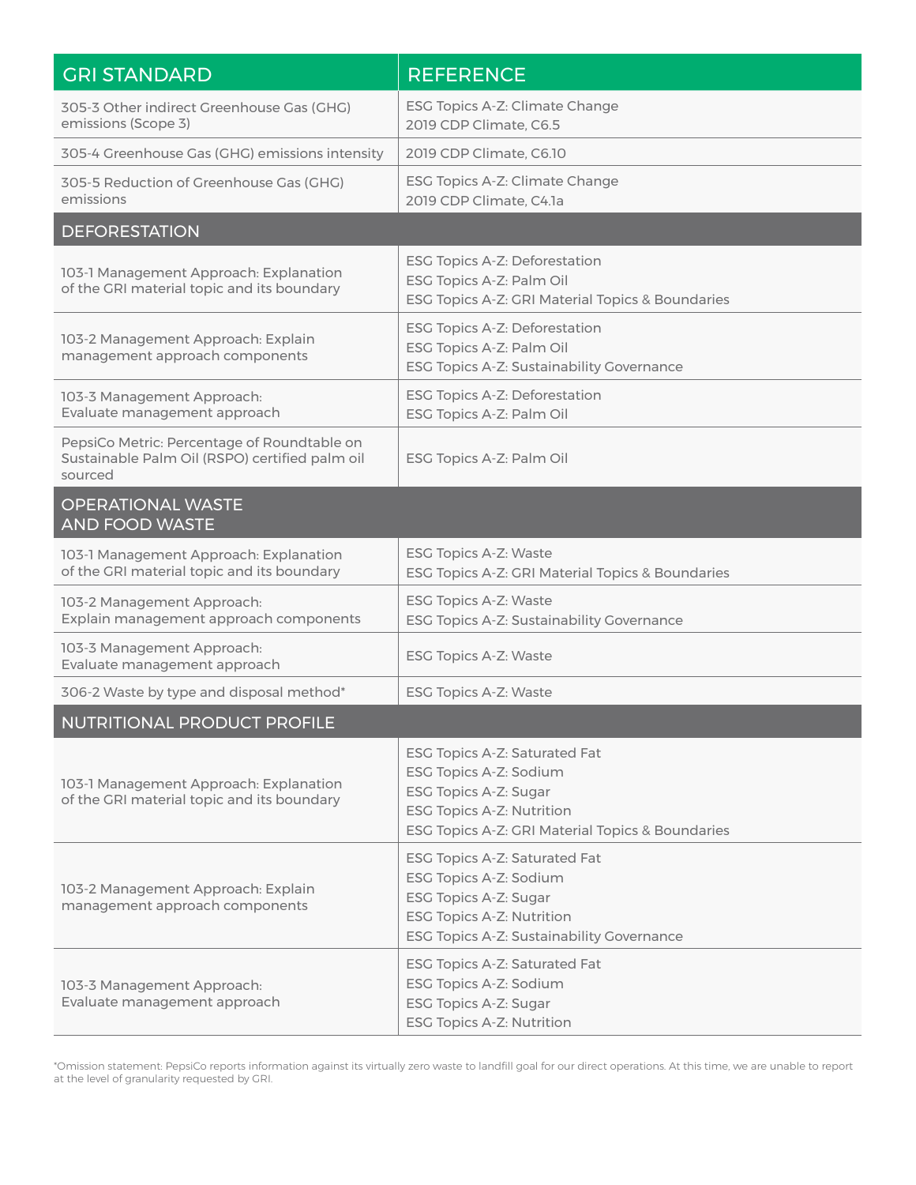| GRI STANDARD | REFERENCE |
|---|---|
| 305-3 Other indirect Greenhouse Gas (GHG) emissions (Scope 3) | ESG Topics A-Z: Climate Change<br>2019 CDP Climate, C6.5 |
| 305-4 Greenhouse Gas (GHG) emissions intensity | 2019 CDP Climate, C6.10 |
| 305-5 Reduction of Greenhouse Gas (GHG) emissions | ESG Topics A-Z: Climate Change<br>2019 CDP Climate, C4.1a |
| **DEFORESTATION** | |
| 103-1 Management Approach: Explanation of the GRI material topic and its boundary | ESG Topics A-Z: Deforestation<br>ESG Topics A-Z: Palm Oil<br>ESG Topics A-Z: GRI Material Topics & Boundaries |
| 103-2 Management Approach: Explain management approach components | ESG Topics A-Z: Deforestation<br>ESG Topics A-Z: Palm Oil<br>ESG Topics A-Z: Sustainability Governance |
| 103-3 Management Approach: Evaluate management approach | ESG Topics A-Z: Deforestation<br>ESG Topics A-Z: Palm Oil |
| PepsiCo Metric: Percentage of Roundtable on Sustainable Palm Oil (RSPO) certified palm oil sourced | ESG Topics A-Z: Palm Oil |
| **OPERATIONAL WASTE AND FOOD WASTE** | |
| 103-1 Management Approach: Explanation of the GRI material topic and its boundary | ESG Topics A-Z: Waste<br>ESG Topics A-Z: GRI Material Topics & Boundaries |
| 103-2 Management Approach: Explain management approach components | ESG Topics A-Z: Waste<br>ESG Topics A-Z: Sustainability Governance |
| 103-3 Management Approach: Evaluate management approach | ESG Topics A-Z: Waste |
| 306-2 Waste by type and disposal method* | ESG Topics A-Z: Waste |
| **NUTRITIONAL PRODUCT PROFILE** | |
| 103-1 Management Approach: Explanation of the GRI material topic and its boundary | ESG Topics A-Z: Saturated Fat<br>ESG Topics A-Z: Sodium<br>ESG Topics A-Z: Sugar<br>ESG Topics A-Z: Nutrition<br>ESG Topics A-Z: GRI Material Topics & Boundaries |
| 103-2 Management Approach: Explain management approach components | ESG Topics A-Z: Saturated Fat<br>ESG Topics A-Z: Sodium<br>ESG Topics A-Z: Sugar<br>ESG Topics A-Z: Nutrition<br>ESG Topics A-Z: Sustainability Governance |
| 103-3 Management Approach: Evaluate management approach | ESG Topics A-Z: Saturated Fat<br>ESG Topics A-Z: Sodium<br>ESG Topics A-Z: Sugar<br>ESG Topics A-Z: Nutrition |

*Omission statement: PepsiCo reports information against its virtually zero waste to landfill goal for our direct operations. At this time, we are unable to report at the level of granularity requested by GRI.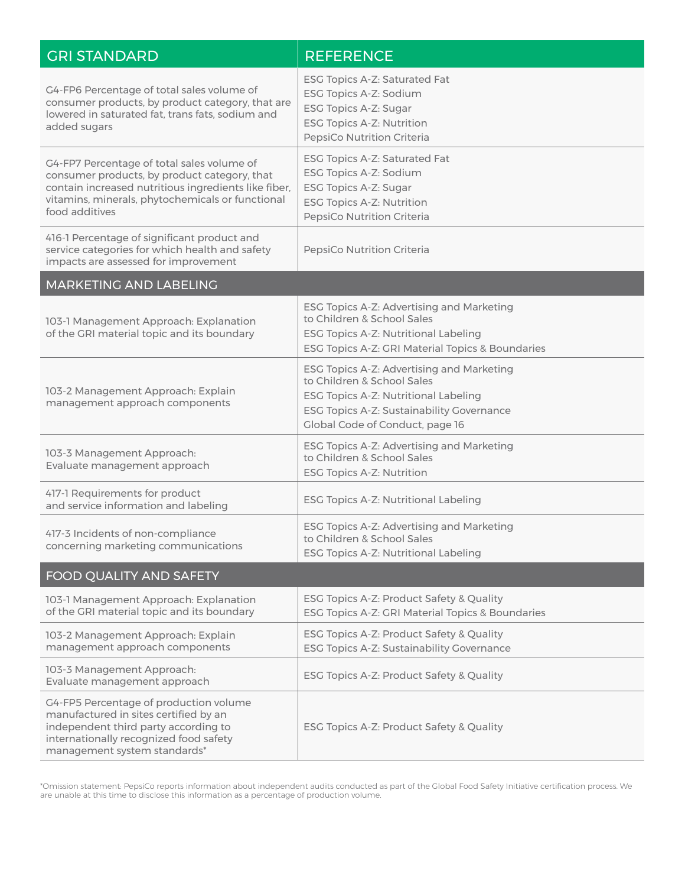| GRI STANDARD | REFERENCE |
|---|---|
| G4-FP6 Percentage of total sales volume of consumer products, by product category, that are lowered in saturated fat, trans fats, sodium and added sugars | ESG Topics A-Z: Saturated Fat<br>ESG Topics A-Z: Sodium<br>ESG Topics A-Z: Sugar<br>ESG Topics A-Z: Nutrition<br>PepsiCo Nutrition Criteria |
| G4-FP7 Percentage of total sales volume of consumer products, by product category, that contain increased nutritious ingredients like fiber, vitamins, minerals, phytochemicals or functional food additives | ESG Topics A-Z: Saturated Fat<br>ESG Topics A-Z: Sodium<br>ESG Topics A-Z: Sugar<br>ESG Topics A-Z: Nutrition<br>PepsiCo Nutrition Criteria |
| 416-1 Percentage of significant product and service categories for which health and safety impacts are assessed for improvement | PepsiCo Nutrition Criteria |
| **MARKETING AND LABELING** | |
| 103-1 Management Approach: Explanation of the GRI material topic and its boundary | ESG Topics A-Z: Advertising and Marketing to Children & School Sales<br>ESG Topics A-Z: Nutritional Labeling<br>ESG Topics A-Z: GRI Material Topics & Boundaries |
| 103-2 Management Approach: Explain management approach components | ESG Topics A-Z: Advertising and Marketing to Children & School Sales<br>ESG Topics A-Z: Nutritional Labeling<br>ESG Topics A-Z: Sustainability Governance<br>Global Code of Conduct, page 16 |
| 103-3 Management Approach: Evaluate management approach | ESG Topics A-Z: Advertising and Marketing to Children & School Sales<br>ESG Topics A-Z: Nutrition |
| 417-1 Requirements for product and service information and labeling | ESG Topics A-Z: Nutritional Labeling |
| 417-3 Incidents of non-compliance concerning marketing communications | ESG Topics A-Z: Advertising and Marketing to Children & School Sales<br>ESG Topics A-Z: Nutritional Labeling |
| **FOOD QUALITY AND SAFETY** | |
| 103-1 Management Approach: Explanation of the GRI material topic and its boundary | ESG Topics A-Z: Product Safety & Quality<br>ESG Topics A-Z: GRI Material Topics & Boundaries |
| 103-2 Management Approach: Explain management approach components | ESG Topics A-Z: Product Safety & Quality<br>ESG Topics A-Z: Sustainability Governance |
| 103-3 Management Approach: Evaluate management approach | ESG Topics A-Z: Product Safety & Quality |
| G4-FP5 Percentage of production volume manufactured in sites certified by an independent third party according to internationally recognized food safety management system standards* | ESG Topics A-Z: Product Safety & Quality |

*Omission statement: PepsiCo reports information about independent audits conducted as part of the Global Food Safety Initiative certification process. We are unable at this time to disclose this information as a percentage of production volume.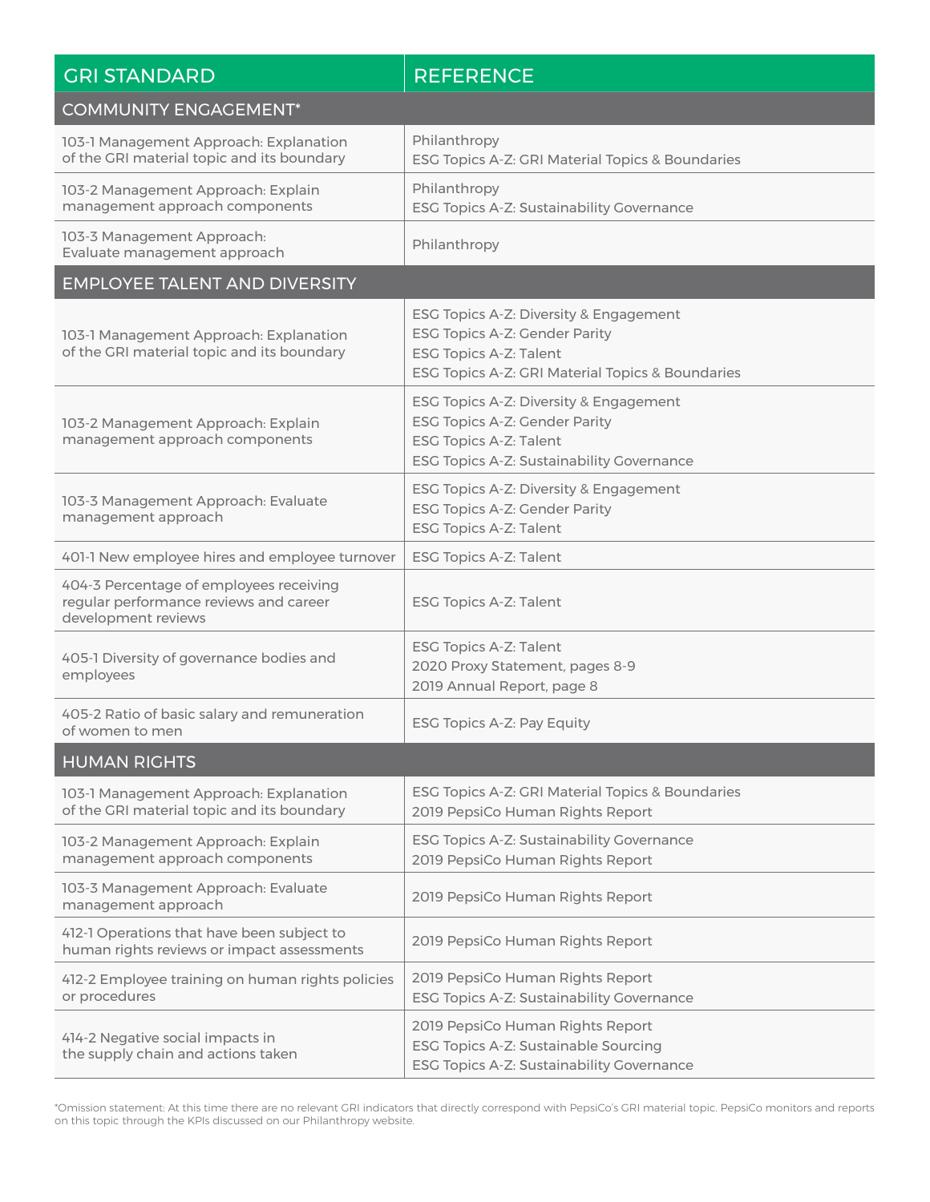| GRI STANDARD | REFERENCE |
| --- | --- |
| **COMMUNITY ENGAGEMENT*** | |
| 103-1 Management Approach: Explanation of the GRI material topic and its boundary | Philanthropy<br>ESG Topics A-Z: GRI Material Topics & Boundaries |
| 103-2 Management Approach: Explain management approach components | Philanthropy<br>ESG Topics A-Z: Sustainability Governance |
| 103-3 Management Approach: Evaluate management approach | Philanthropy |
| **EMPLOYEE TALENT AND DIVERSITY** | |
| 103-1 Management Approach: Explanation of the GRI material topic and its boundary | ESG Topics A-Z: Diversity & Engagement<br>ESG Topics A-Z: Gender Parity<br>ESG Topics A-Z: Talent<br>ESG Topics A-Z: GRI Material Topics & Boundaries |
| 103-2 Management Approach: Explain management approach components | ESG Topics A-Z: Diversity & Engagement<br>ESG Topics A-Z: Gender Parity<br>ESG Topics A-Z: Talent<br>ESG Topics A-Z: Sustainability Governance |
| 103-3 Management Approach: Evaluate management approach | ESG Topics A-Z: Diversity & Engagement<br>ESG Topics A-Z: Gender Parity<br>ESG Topics A-Z: Talent |
| 401-1 New employee hires and employee turnover | ESG Topics A-Z: Talent |
| 404-3 Percentage of employees receiving regular performance reviews and career development reviews | ESG Topics A-Z: Talent |
| 405-1 Diversity of governance bodies and employees | ESG Topics A-Z: Talent<br>2020 Proxy Statement, pages 8-9<br>2019 Annual Report, page 8 |
| 405-2 Ratio of basic salary and remuneration of women to men | ESG Topics A-Z: Pay Equity |
| **HUMAN RIGHTS** | |
| 103-1 Management Approach: Explanation of the GRI material topic and its boundary | ESG Topics A-Z: GRI Material Topics & Boundaries<br>2019 PepsiCo Human Rights Report |
| 103-2 Management Approach: Explain management approach components | ESG Topics A-Z: Sustainability Governance<br>2019 PepsiCo Human Rights Report |
| 103-3 Management Approach: Evaluate management approach | 2019 PepsiCo Human Rights Report |
| 412-1 Operations that have been subject to human rights reviews or impact assessments | 2019 PepsiCo Human Rights Report |
| 412-2 Employee training on human rights policies or procedures | 2019 PepsiCo Human Rights Report<br>ESG Topics A-Z: Sustainability Governance |
| 414-2 Negative social impacts in the supply chain and actions taken | 2019 PepsiCo Human Rights Report<br>ESG Topics A-Z: Sustainable Sourcing<br>ESG Topics A-Z: Sustainability Governance |

*Omission statement: At this time there are no relevant GRI indicators that directly correspond with PepsiCo's GRI material topic. PepsiCo monitors and reports on this topic through the KPIs discussed on our Philanthropy website.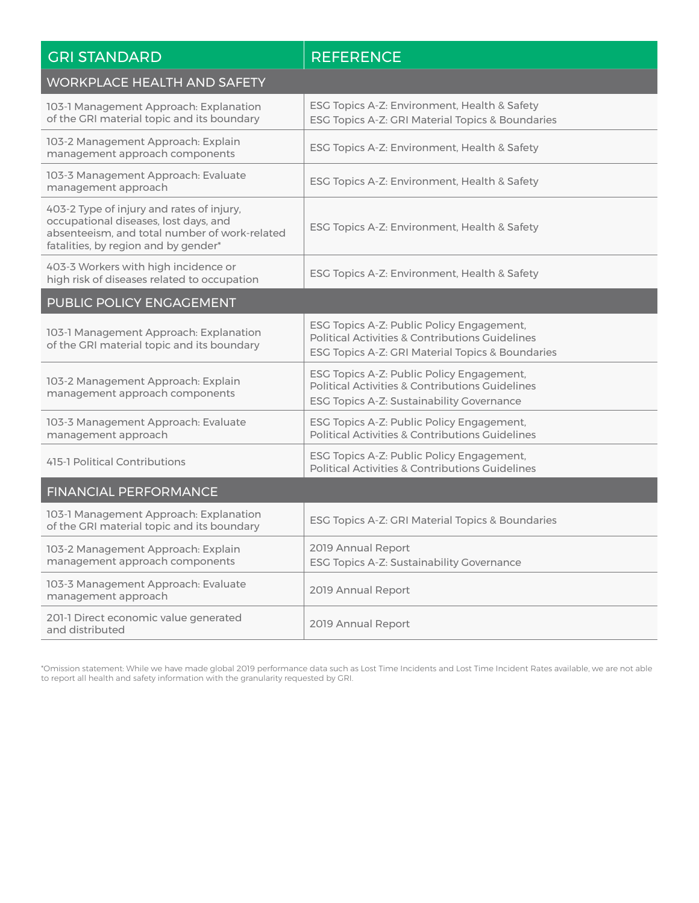| GRI STANDARD | REFERENCE |
|---|---|
| **WORKPLACE HEALTH AND SAFETY** | |
| 103-1 Management Approach: Explanation of the GRI material topic and its boundary | ESG Topics A-Z: Environment, Health & Safety<br>ESG Topics A-Z: GRI Material Topics & Boundaries |
| 103-2 Management Approach: Explain management approach components | ESG Topics A-Z: Environment, Health & Safety |
| 103-3 Management Approach: Evaluate management approach | ESG Topics A-Z: Environment, Health & Safety |
| 403-2 Type of injury and rates of injury, occupational diseases, lost days, and absenteeism, and total number of work-related fatalities, by region and by gender* | ESG Topics A-Z: Environment, Health & Safety |
| 403-3 Workers with high incidence or high risk of diseases related to occupation | ESG Topics A-Z: Environment, Health & Safety |
| **PUBLIC POLICY ENGAGEMENT** | |
| 103-1 Management Approach: Explanation of the GRI material topic and its boundary | ESG Topics A-Z: Public Policy Engagement, Political Activities & Contributions Guidelines<br>ESG Topics A-Z: GRI Material Topics & Boundaries |
| 103-2 Management Approach: Explain management approach components | ESG Topics A-Z: Public Policy Engagement, Political Activities & Contributions Guidelines<br>ESG Topics A-Z: Sustainability Governance |
| 103-3 Management Approach: Evaluate management approach | ESG Topics A-Z: Public Policy Engagement, Political Activities & Contributions Guidelines |
| 415-1 Political Contributions | ESG Topics A-Z: Public Policy Engagement, Political Activities & Contributions Guidelines |
| **FINANCIAL PERFORMANCE** | |
| 103-1 Management Approach: Explanation of the GRI material topic and its boundary | ESG Topics A-Z: GRI Material Topics & Boundaries |
| 103-2 Management Approach: Explain management approach components | 2019 Annual Report<br>ESG Topics A-Z: Sustainability Governance |
| 103-3 Management Approach: Evaluate management approach | 2019 Annual Report |
| 201-1 Direct economic value generated and distributed | 2019 Annual Report |

*Omission statement: While we have made global 2019 performance data such as Lost Time Incidents and Lost Time Incident Rates available, we are not able to report all health and safety information with the granularity requested by GRI.